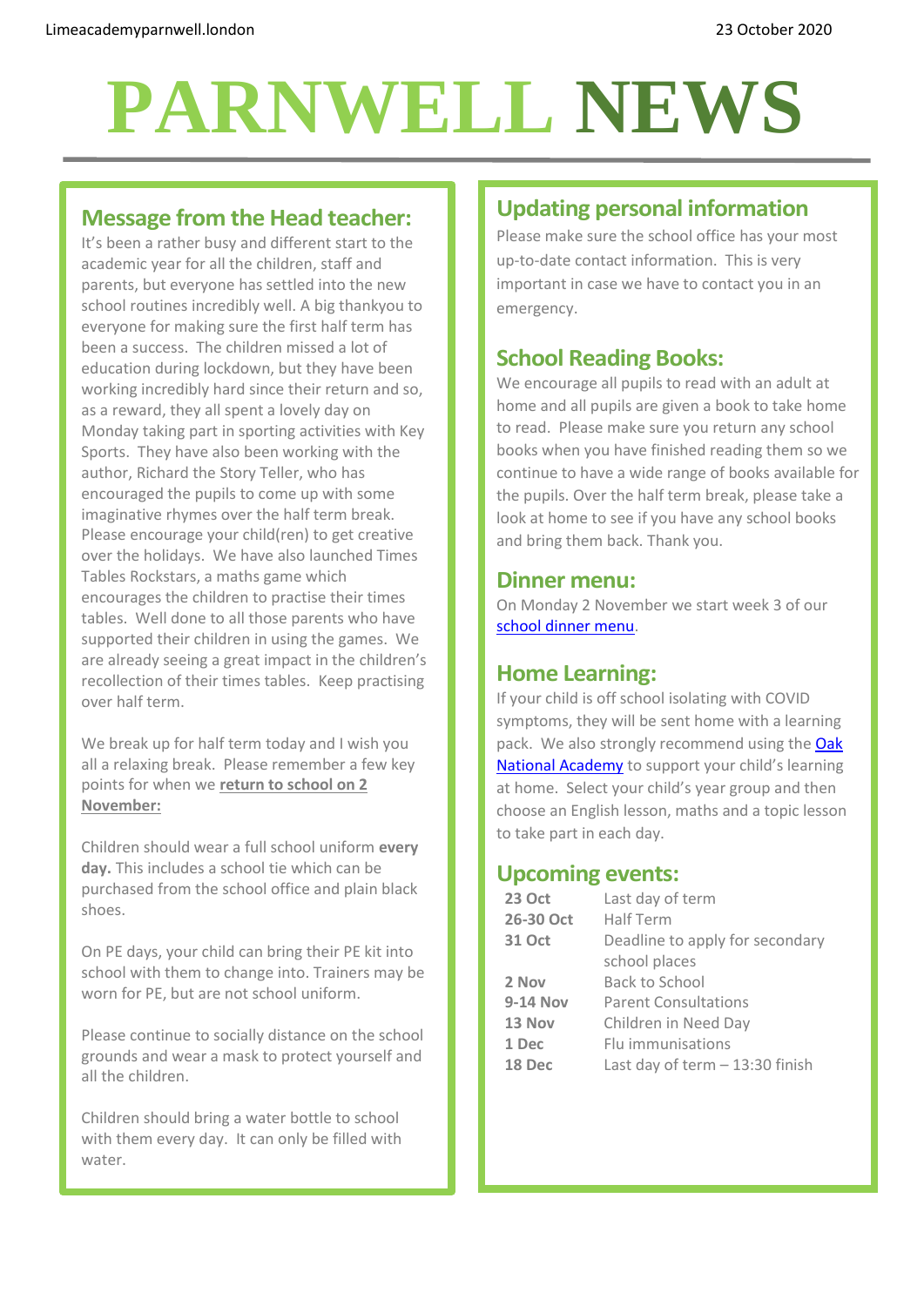Limeacademyparnwell.london

23 October 2020

# PARNWELL NEWS

## Message from the Head teacher:

It's been a rather busy and different start to the academic year for all the children, staff and parents, but everyone has settled into the new school routines incredibly well. A big thankyou to everyone for making sure the first half term has been a success. The children missed a lot of education during lockdown, but they have been working incredibly hard since their return and so, as a reward, they all spent a lovely day on Monday taking part in sporting activities with Key Sports. They have also been working with the author, Richard the Story Teller, who has encouraged the pupils to come up with some imaginative rhymes over the half term break. Please encourage your child(ren) to get creative over the holidays. We have also launched Times Tables Rockstars, a maths game which encourages the children to practise their times tables. Well done to all those parents who have supported their children in using the games. We are already seeing a great impact in the children's recollection of their times tables. Keep practising over half term.

We break up for half term today and I wish you all a relaxing break. Please remember a few key points for when we **return to school on 2 November:**

Children should wear a full school uniform **every day.** This includes a school tie which can be purchased from the school office and plain black shoes.

On PE days, your child can bring their PE kit into school with them to change into. Trainers may be worn for PE, but are not school uniform.

Please continue to socially distance on the school grounds and wear a mask to protect yourself and all the children.

Children should bring a water bottle to school with them every day. It can only be filled with water.

## Updating personal information

Please make sure the school office has your most up-to-date contact information. This is very important in case we have to contact you in an emergency.

## School Reading Books:

We encourage all pupils to read with an adult at home and all pupils are given a book to take home to read. Please make sure you return any school books when you have finished reading them so we continue to have a wide range of books available for the pupils. Over the half term break, please take a look at home to see if you have any school books and bring them back. Thank you.

## Dinner menu:

On Monday 2 November we start week 3 of our school dinner menu.

## Home Learning:

If your child is off school isolating with COVID symptoms, they will be sent home with a learning pack. We also strongly recommend using the Oak National Academy to support your child's learning at home. Select your child's year group and then choose an English lesson, maths and a topic lesson to take part in each day.

## Upcoming events:

| | |
|---|---|
| **23 Oct** | Last day of term |
| **26-30 Oct** | Half Term |
| **31 Oct** | Deadline to apply for secondary school places |
| **2 Nov** | Back to School |
| **9-14 Nov** | Parent Consultations |
| **13 Nov** | Children in Need Day |
| **1 Dec** | Flu immunisations |
| **18 Dec** | Last day of term – 13:30 finish |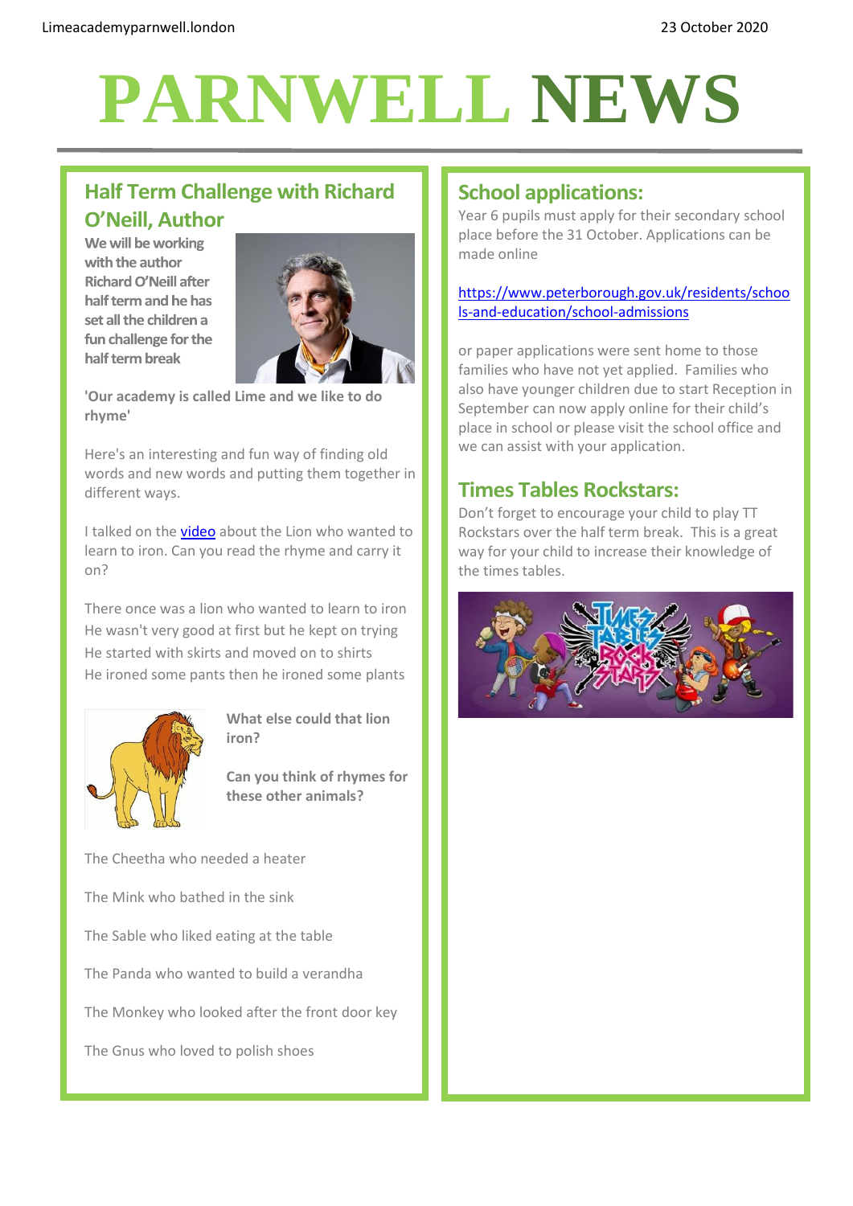# PARNWELL NEWS

## Half Term Challenge with Richard O'Neill, Author

**We will be working with the author Richard O'Neill after half term and he has set all the children a fun challenge for the half term break**

**'Our academy is called Lime and we like to do rhyme'**

Here's an interesting and fun way of finding old words and new words and putting them together in different ways.

I talked on the [video](#) about the Lion who wanted to learn to iron. Can you read the rhyme and carry it on?

There once was a lion who wanted to learn to iron
He wasn't very good at first but he kept on trying
He started with skirts and moved on to shirts
He ironed some pants then he ironed some plants

**What else could that lion iron?**

**Can you think of rhymes for these other animals?**

The Cheetha who needed a heater

The Mink who bathed in the sink

The Sable who liked eating at the table

The Panda who wanted to build a verandha

The Monkey who looked after the front door key

The Gnus who loved to polish shoes

## School applications:

Year 6 pupils must apply for their secondary school place before the 31 October. Applications can be made online

https://www.peterborough.gov.uk/residents/schools-and-education/school-admissions

or paper applications were sent home to those families who have not yet applied. Families who also have younger children due to start Reception in September can now apply online for their child's place in school or please visit the school office and we can assist with your application.

## Times Tables Rockstars:

Don't forget to encourage your child to play TT Rockstars over the half term break. This is a great way for your child to increase their knowledge of the times tables.